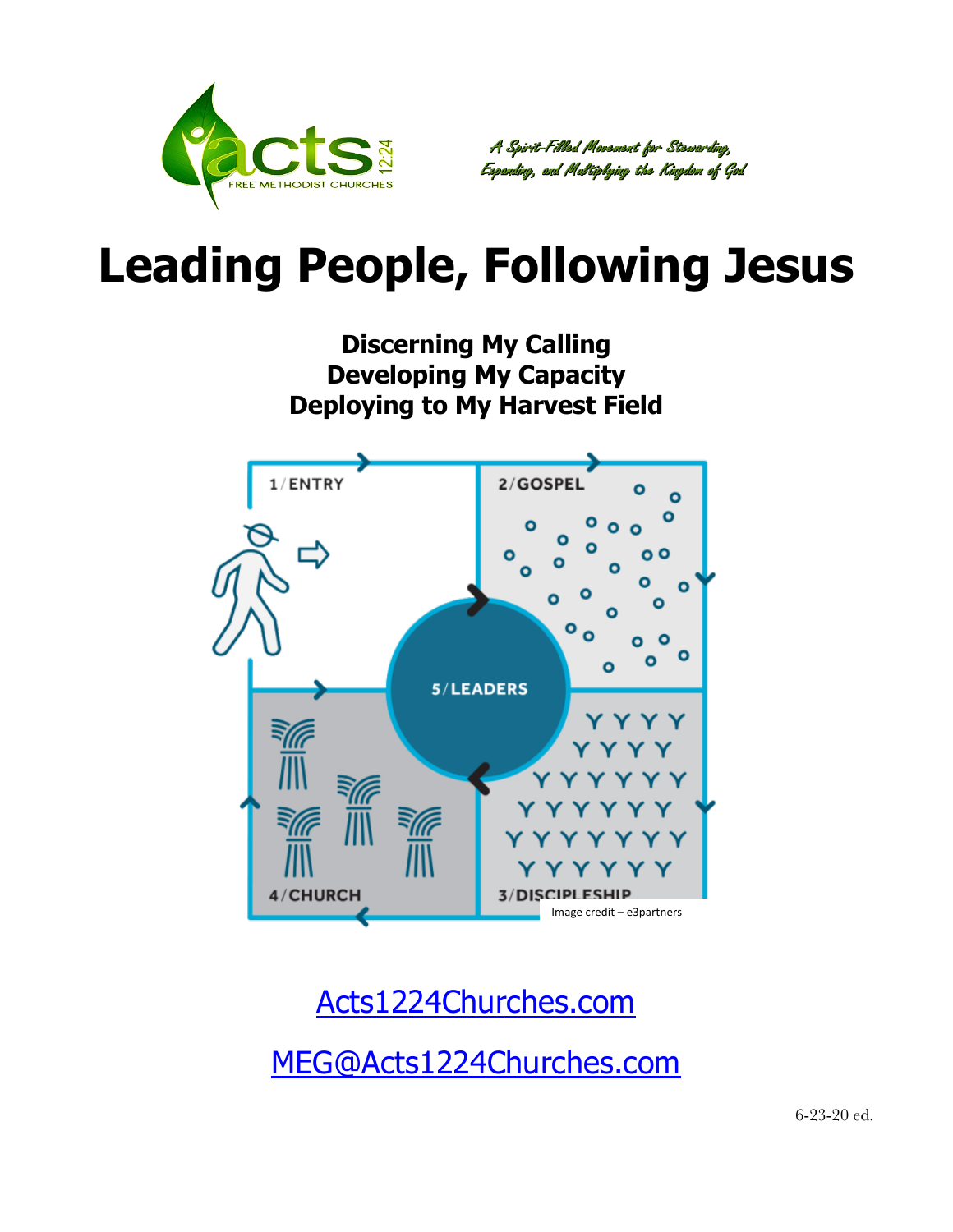Acts 12:24 FREE METHODIST CHURCHES

*A Spirit-Filled Movement for Stewarding, Expanding, and Multiplying the Kingdom of God*

# Leading People, Following Jesus

**Discerning My Calling**
**Developing My Capacity**
**Deploying to My Harvest Field**

1/ENTRY

2/GOSPEL

3/DISCIPLESHIP

4/CHURCH

5/LEADERS

Image credit – e3partners

[Acts1224Churches.com](Acts1224Churches.com)

[MEG@Acts1224Churches.com](mailto:MEG@Acts1224Churches.com)

6-23-20 ed.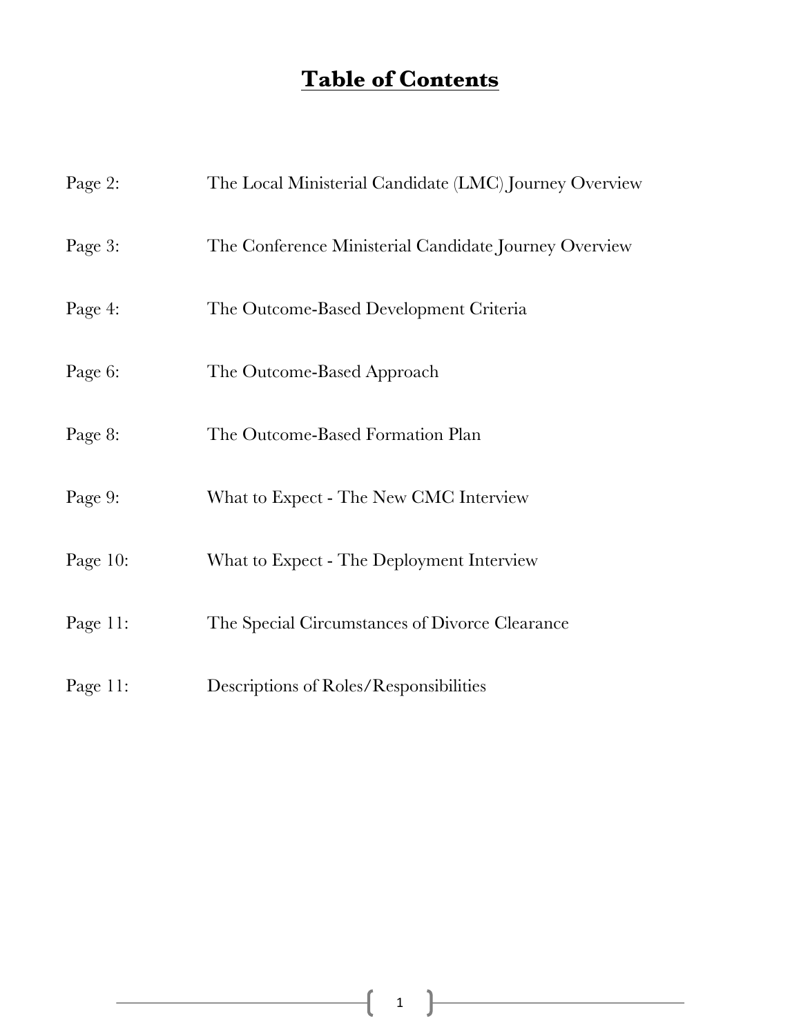# Table of Contents

| | |
|---|---|
| Page 2: | The Local Ministerial Candidate (LMC) Journey Overview |
| Page 3: | The Conference Ministerial Candidate Journey Overview |
| Page 4: | The Outcome-Based Development Criteria |
| Page 6: | The Outcome-Based Approach |
| Page 8: | The Outcome-Based Formation Plan |
| Page 9: | What to Expect - The New CMC Interview |
| Page 10: | What to Expect - The Deployment Interview |
| Page 11: | The Special Circumstances of Divorce Clearance |
| Page 11: | Descriptions of Roles/Responsibilities |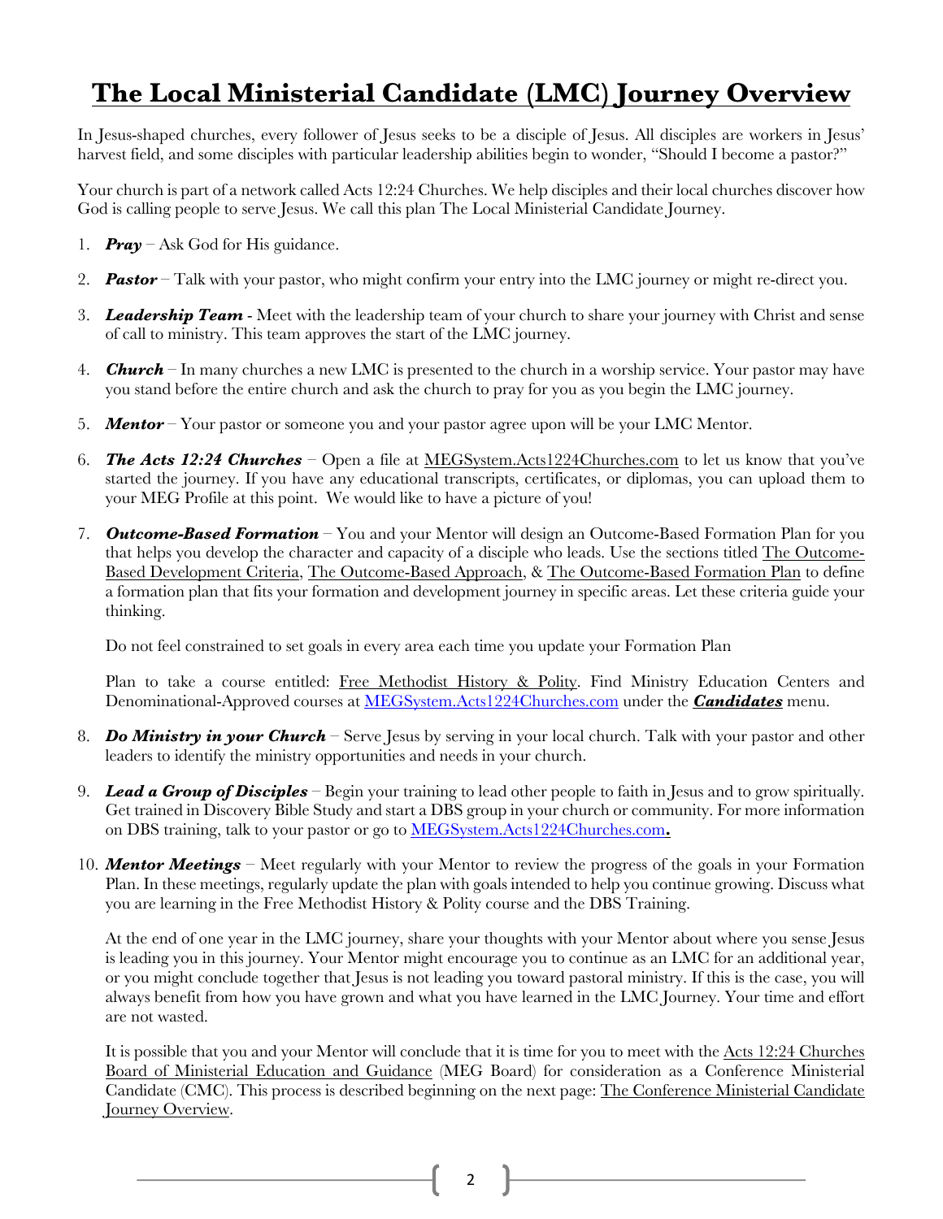# The Local Ministerial Candidate (LMC) Journey Overview

In Jesus-shaped churches, every follower of Jesus seeks to be a disciple of Jesus. All disciples are workers in Jesus' harvest field, and some disciples with particular leadership abilities begin to wonder, "Should I become a pastor?"

Your church is part of a network called Acts 12:24 Churches. We help disciples and their local churches discover how God is calling people to serve Jesus. We call this plan The Local Ministerial Candidate Journey.

1. ***Pray*** – Ask God for His guidance.
2. ***Pastor*** – Talk with your pastor, who might confirm your entry into the LMC journey or might re-direct you.
3. ***Leadership Team*** - Meet with the leadership team of your church to share your journey with Christ and sense of call to ministry. This team approves the start of the LMC journey.
4. ***Church*** – In many churches a new LMC is presented to the church in a worship service. Your pastor may have you stand before the entire church and ask the church to pray for you as you begin the LMC journey.
5. ***Mentor*** – Your pastor or someone you and your pastor agree upon will be your LMC Mentor.
6. ***The Acts 12:24 Churches*** – Open a file at MEGSystem.Acts1224Churches.com to let us know that you've started the journey. If you have any educational transcripts, certificates, or diplomas, you can upload them to your MEG Profile at this point. We would like to have a picture of you!
7. ***Outcome-Based Formation*** – You and your Mentor will design an Outcome-Based Formation Plan for you that helps you develop the character and capacity of a disciple who leads. Use the sections titled The Outcome-Based Development Criteria, The Outcome-Based Approach, & The Outcome-Based Formation Plan to define a formation plan that fits your formation and development journey in specific areas. Let these criteria guide your thinking.

   Do not feel constrained to set goals in every area each time you update your Formation Plan

   Plan to take a course entitled: Free Methodist History & Polity. Find Ministry Education Centers and Denominational-Approved courses at MEGSystem.Acts1224Churches.com under the ***Candidates*** menu.
8. ***Do Ministry in your Church*** – Serve Jesus by serving in your local church. Talk with your pastor and other leaders to identify the ministry opportunities and needs in your church.
9. ***Lead a Group of Disciples*** – Begin your training to lead other people to faith in Jesus and to grow spiritually. Get trained in Discovery Bible Study and start a DBS group in your church or community. For more information on DBS training, talk to your pastor or go to MEGSystem.Acts1224Churches.com**.**
10. ***Mentor Meetings*** – Meet regularly with your Mentor to review the progress of the goals in your Formation Plan. In these meetings, regularly update the plan with goals intended to help you continue growing. Discuss what you are learning in the Free Methodist History & Polity course and the DBS Training.

    At the end of one year in the LMC journey, share your thoughts with your Mentor about where you sense Jesus is leading you in this journey. Your Mentor might encourage you to continue as an LMC for an additional year, or you might conclude together that Jesus is not leading you toward pastoral ministry. If this is the case, you will always benefit from how you have grown and what you have learned in the LMC Journey. Your time and effort are not wasted.

    It is possible that you and your Mentor will conclude that it is time for you to meet with the Acts 12:24 Churches Board of Ministerial Education and Guidance (MEG Board) for consideration as a Conference Ministerial Candidate (CMC). This process is described beginning on the next page: The Conference Ministerial Candidate Journey Overview.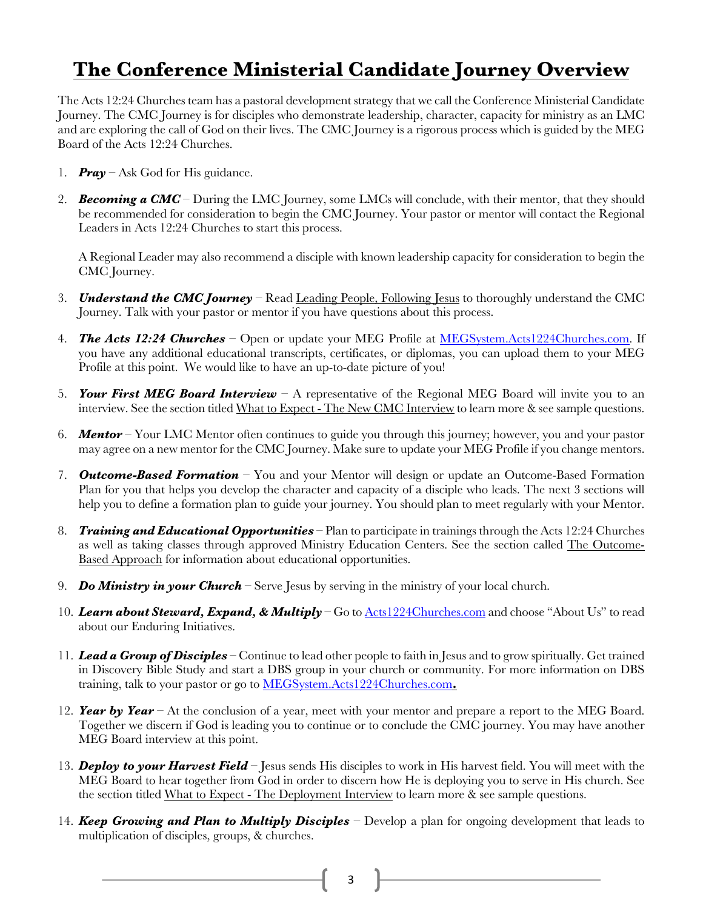# The Conference Ministerial Candidate Journey Overview

The Acts 12:24 Churches team has a pastoral development strategy that we call the Conference Ministerial Candidate Journey. The CMC Journey is for disciples who demonstrate leadership, character, capacity for ministry as an LMC and are exploring the call of God on their lives. The CMC Journey is a rigorous process which is guided by the MEG Board of the Acts 12:24 Churches.

1. ***Pray*** – Ask God for His guidance.
2. ***Becoming a CMC*** – During the LMC Journey, some LMCs will conclude, with their mentor, that they should be recommended for consideration to begin the CMC Journey. Your pastor or mentor will contact the Regional Leaders in Acts 12:24 Churches to start this process.

   A Regional Leader may also recommend a disciple with known leadership capacity for consideration to begin the CMC Journey.
3. ***Understand the CMC Journey*** – Read Leading People, Following Jesus to thoroughly understand the CMC Journey. Talk with your pastor or mentor if you have questions about this process.
4. ***The Acts 12:24 Churches*** – Open or update your MEG Profile at MEGSystem.Acts1224Churches.com. If you have any additional educational transcripts, certificates, or diplomas, you can upload them to your MEG Profile at this point. We would like to have an up-to-date picture of you!
5. ***Your First MEG Board Interview*** – A representative of the Regional MEG Board will invite you to an interview. See the section titled What to Expect - The New CMC Interview to learn more & see sample questions.
6. ***Mentor*** – Your LMC Mentor often continues to guide you through this journey; however, you and your pastor may agree on a new mentor for the CMC Journey. Make sure to update your MEG Profile if you change mentors.
7. ***Outcome-Based Formation*** – You and your Mentor will design or update an Outcome-Based Formation Plan for you that helps you develop the character and capacity of a disciple who leads. The next 3 sections will help you to define a formation plan to guide your journey. You should plan to meet regularly with your Mentor.
8. ***Training and Educational Opportunities*** – Plan to participate in trainings through the Acts 12:24 Churches as well as taking classes through approved Ministry Education Centers. See the section called The Outcome-Based Approach for information about educational opportunities.
9. ***Do Ministry in your Church*** – Serve Jesus by serving in the ministry of your local church.
10. ***Learn about Steward, Expand, & Multiply*** – Go to Acts1224Churches.com and choose "About Us" to read about our Enduring Initiatives.
11. ***Lead a Group of Disciples*** – Continue to lead other people to faith in Jesus and to grow spiritually. Get trained in Discovery Bible Study and start a DBS group in your church or community. For more information on DBS training, talk to your pastor or go to MEGSystem.Acts1224Churches.com.
12. ***Year by Year*** – At the conclusion of a year, meet with your mentor and prepare a report to the MEG Board. Together we discern if God is leading you to continue or to conclude the CMC journey. You may have another MEG Board interview at this point.
13. ***Deploy to your Harvest Field*** – Jesus sends His disciples to work in His harvest field. You will meet with the MEG Board to hear together from God in order to discern how He is deploying you to serve in His church. See the section titled What to Expect - The Deployment Interview to learn more & see sample questions.
14. ***Keep Growing and Plan to Multiply Disciples*** – Develop a plan for ongoing development that leads to multiplication of disciples, groups, & churches.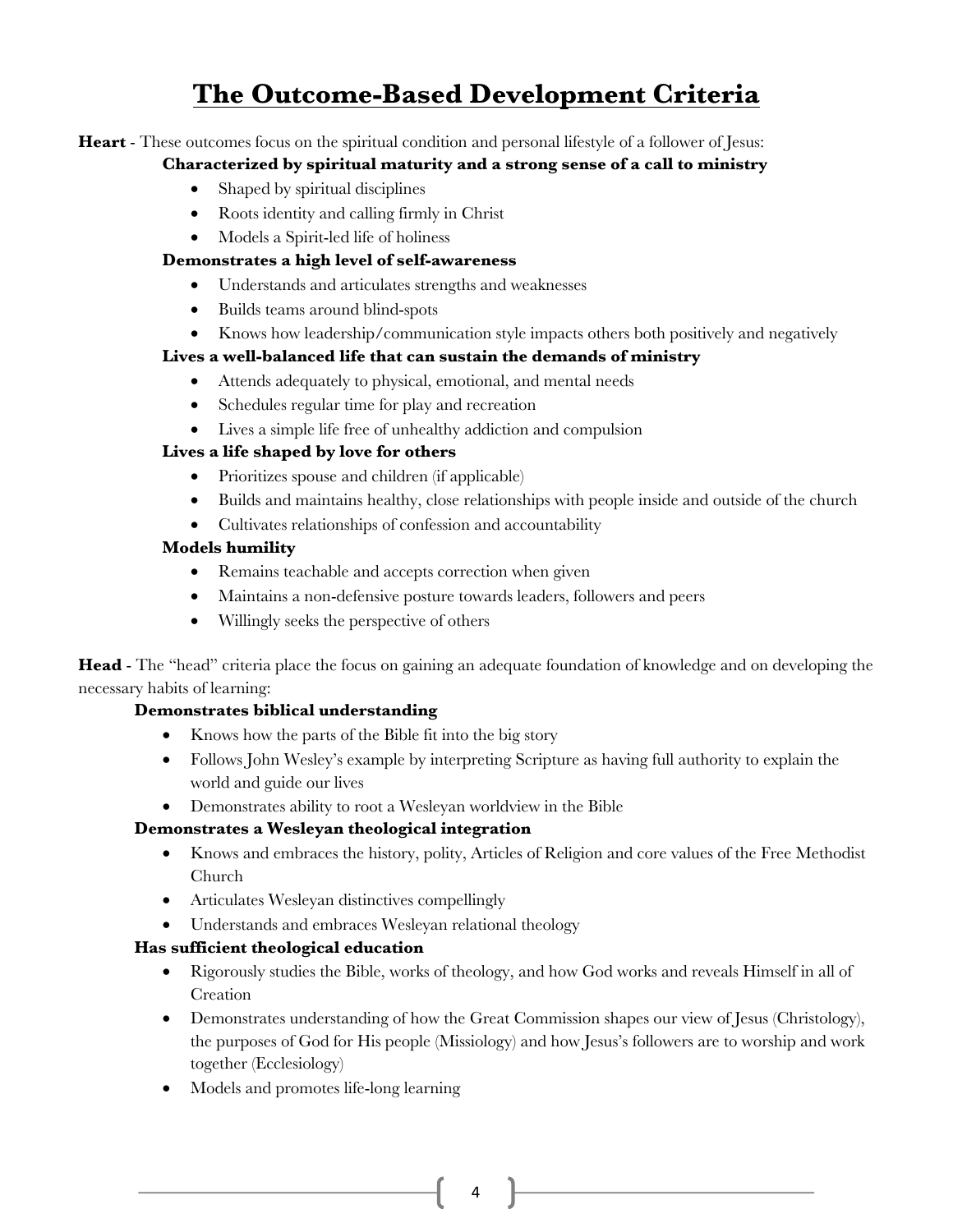# The Outcome-Based Development Criteria

**Heart** - These outcomes focus on the spiritual condition and personal lifestyle of a follower of Jesus:

**Characterized by spiritual maturity and a strong sense of a call to ministry**

- Shaped by spiritual disciplines
- Roots identity and calling firmly in Christ
- Models a Spirit-led life of holiness

**Demonstrates a high level of self-awareness**

- Understands and articulates strengths and weaknesses
- Builds teams around blind-spots
- Knows how leadership/communication style impacts others both positively and negatively

**Lives a well-balanced life that can sustain the demands of ministry**

- Attends adequately to physical, emotional, and mental needs
- Schedules regular time for play and recreation
- Lives a simple life free of unhealthy addiction and compulsion

**Lives a life shaped by love for others**

- Prioritizes spouse and children (if applicable)
- Builds and maintains healthy, close relationships with people inside and outside of the church
- Cultivates relationships of confession and accountability

**Models humility**

- Remains teachable and accepts correction when given
- Maintains a non-defensive posture towards leaders, followers and peers
- Willingly seeks the perspective of others

**Head** - The "head" criteria place the focus on gaining an adequate foundation of knowledge and on developing the necessary habits of learning:

**Demonstrates biblical understanding**

- Knows how the parts of the Bible fit into the big story
- Follows John Wesley's example by interpreting Scripture as having full authority to explain the world and guide our lives
- Demonstrates ability to root a Wesleyan worldview in the Bible

**Demonstrates a Wesleyan theological integration**

- Knows and embraces the history, polity, Articles of Religion and core values of the Free Methodist Church
- Articulates Wesleyan distinctives compellingly
- Understands and embraces Wesleyan relational theology

**Has sufficient theological education**

- Rigorously studies the Bible, works of theology, and how God works and reveals Himself in all of Creation
- Demonstrates understanding of how the Great Commission shapes our view of Jesus (Christology), the purposes of God for His people (Missiology) and how Jesus's followers are to worship and work together (Ecclesiology)
- Models and promotes life-long learning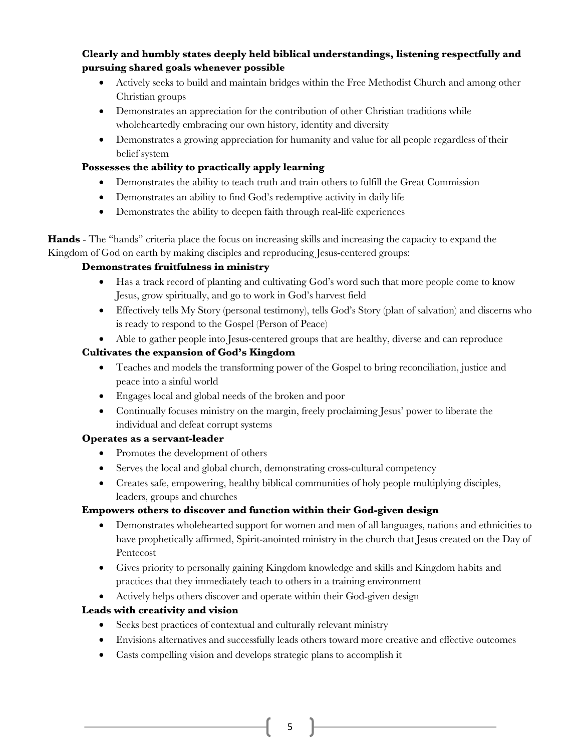**Clearly and humbly states deeply held biblical understandings, listening respectfully and pursuing shared goals whenever possible**

- Actively seeks to build and maintain bridges within the Free Methodist Church and among other Christian groups
- Demonstrates an appreciation for the contribution of other Christian traditions while wholeheartedly embracing our own history, identity and diversity
- Demonstrates a growing appreciation for humanity and value for all people regardless of their belief system

**Possesses the ability to practically apply learning**

- Demonstrates the ability to teach truth and train others to fulfill the Great Commission
- Demonstrates an ability to find God's redemptive activity in daily life
- Demonstrates the ability to deepen faith through real-life experiences

**Hands** - The "hands" criteria place the focus on increasing skills and increasing the capacity to expand the Kingdom of God on earth by making disciples and reproducing Jesus-centered groups:

**Demonstrates fruitfulness in ministry**

- Has a track record of planting and cultivating God's word such that more people come to know Jesus, grow spiritually, and go to work in God's harvest field
- Effectively tells My Story (personal testimony), tells God's Story (plan of salvation) and discerns who is ready to respond to the Gospel (Person of Peace)
- Able to gather people into Jesus-centered groups that are healthy, diverse and can reproduce

**Cultivates the expansion of God's Kingdom**

- Teaches and models the transforming power of the Gospel to bring reconciliation, justice and peace into a sinful world
- Engages local and global needs of the broken and poor
- Continually focuses ministry on the margin, freely proclaiming Jesus' power to liberate the individual and defeat corrupt systems

**Operates as a servant-leader**

- Promotes the development of others
- Serves the local and global church, demonstrating cross-cultural competency
- Creates safe, empowering, healthy biblical communities of holy people multiplying disciples, leaders, groups and churches

**Empowers others to discover and function within their God-given design**

- Demonstrates wholehearted support for women and men of all languages, nations and ethnicities to have prophetically affirmed, Spirit-anointed ministry in the church that Jesus created on the Day of Pentecost
- Gives priority to personally gaining Kingdom knowledge and skills and Kingdom habits and practices that they immediately teach to others in a training environment
- Actively helps others discover and operate within their God-given design

**Leads with creativity and vision**

- Seeks best practices of contextual and culturally relevant ministry
- Envisions alternatives and successfully leads others toward more creative and effective outcomes
- Casts compelling vision and develops strategic plans to accomplish it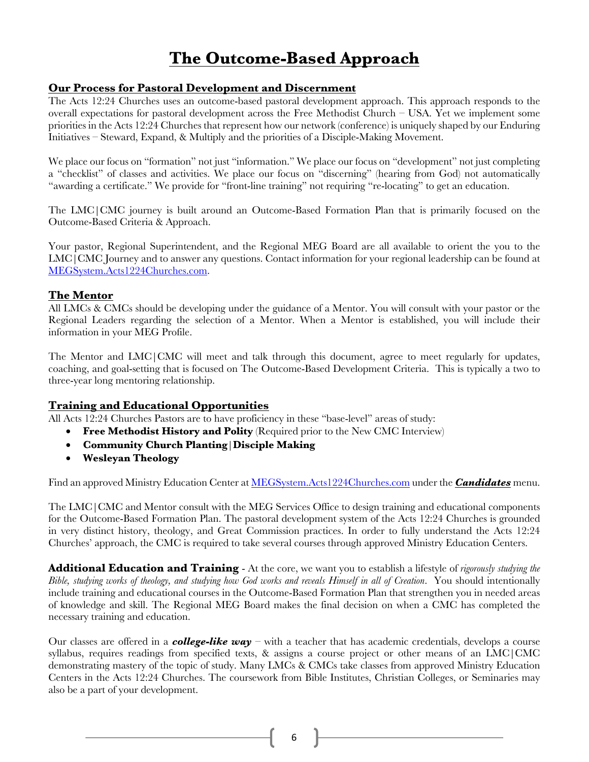# The Outcome-Based Approach

## Our Process for Pastoral Development and Discernment

The Acts 12:24 Churches uses an outcome-based pastoral development approach. This approach responds to the overall expectations for pastoral development across the Free Methodist Church – USA. Yet we implement some priorities in the Acts 12:24 Churches that represent how our network (conference) is uniquely shaped by our Enduring Initiatives – Steward, Expand, & Multiply and the priorities of a Disciple-Making Movement.

We place our focus on "formation" not just "information." We place our focus on "development" not just completing a "checklist" of classes and activities. We place our focus on "discerning" (hearing from God) not automatically "awarding a certificate." We provide for "front-line training" not requiring "re-locating" to get an education.

The LMC|CMC journey is built around an Outcome-Based Formation Plan that is primarily focused on the Outcome-Based Criteria & Approach.

Your pastor, Regional Superintendent, and the Regional MEG Board are all available to orient the you to the LMC|CMC Journey and to answer any questions. Contact information for your regional leadership can be found at MEGSystem.Acts1224Churches.com.

## The Mentor

All LMCs & CMCs should be developing under the guidance of a Mentor. You will consult with your pastor or the Regional Leaders regarding the selection of a Mentor. When a Mentor is established, you will include their information in your MEG Profile.

The Mentor and LMC|CMC will meet and talk through this document, agree to meet regularly for updates, coaching, and goal-setting that is focused on The Outcome-Based Development Criteria. This is typically a two to three-year long mentoring relationship.

## Training and Educational Opportunities

All Acts 12:24 Churches Pastors are to have proficiency in these "base-level" areas of study:

- **Free Methodist History and Polity** (Required prior to the New CMC Interview)
- **Community Church Planting|Disciple Making**
- **Wesleyan Theology**

Find an approved Ministry Education Center at MEGSystem.Acts1224Churches.com under the ***Candidates*** menu.

The LMC|CMC and Mentor consult with the MEG Services Office to design training and educational components for the Outcome-Based Formation Plan. The pastoral development system of the Acts 12:24 Churches is grounded in very distinct history, theology, and Great Commission practices. In order to fully understand the Acts 12:24 Churches' approach, the CMC is required to take several courses through approved Ministry Education Centers.

**Additional Education and Training** - At the core, we want you to establish a lifestyle of *rigorously studying the Bible, studying works of theology, and studying how God works and reveals Himself in all of Creation*. You should intentionally include training and educational courses in the Outcome-Based Formation Plan that strengthen you in needed areas of knowledge and skill. The Regional MEG Board makes the final decision on when a CMC has completed the necessary training and education.

Our classes are offered in a ***college-like way*** – with a teacher that has academic credentials, develops a course syllabus, requires readings from specified texts, & assigns a course project or other means of an LMC|CMC demonstrating mastery of the topic of study. Many LMCs & CMCs take classes from approved Ministry Education Centers in the Acts 12:24 Churches. The coursework from Bible Institutes, Christian Colleges, or Seminaries may also be a part of your development.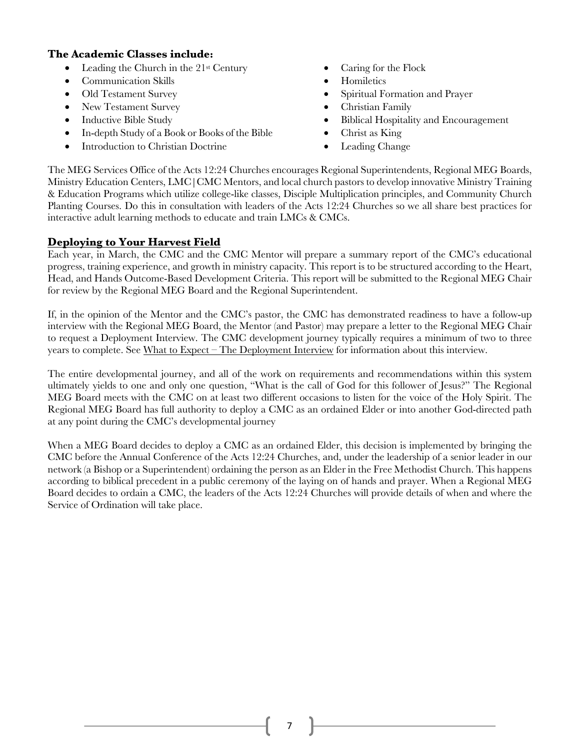**The Academic Classes include:**

- Leading the Church in the 21st Century
- Communication Skills
- Old Testament Survey
- New Testament Survey
- Inductive Bible Study
- In-depth Study of a Book or Books of the Bible
- Introduction to Christian Doctrine
- Caring for the Flock
- Homiletics
- Spiritual Formation and Prayer
- Christian Family
- Biblical Hospitality and Encouragement
- Christ as King
- Leading Change

The MEG Services Office of the Acts 12:24 Churches encourages Regional Superintendents, Regional MEG Boards, Ministry Education Centers, LMC|CMC Mentors, and local church pastors to develop innovative Ministry Training & Education Programs which utilize college-like classes, Disciple Multiplication principles, and Community Church Planting Courses. Do this in consultation with leaders of the Acts 12:24 Churches so we all share best practices for interactive adult learning methods to educate and train LMCs & CMCs.

## Deploying to Your Harvest Field

Each year, in March, the CMC and the CMC Mentor will prepare a summary report of the CMC's educational progress, training experience, and growth in ministry capacity. This report is to be structured according to the Heart, Head, and Hands Outcome-Based Development Criteria. This report will be submitted to the Regional MEG Chair for review by the Regional MEG Board and the Regional Superintendent.

If, in the opinion of the Mentor and the CMC's pastor, the CMC has demonstrated readiness to have a follow-up interview with the Regional MEG Board, the Mentor (and Pastor) may prepare a letter to the Regional MEG Chair to request a Deployment Interview. The CMC development journey typically requires a minimum of two to three years to complete. See What to Expect – The Deployment Interview for information about this interview.

The entire developmental journey, and all of the work on requirements and recommendations within this system ultimately yields to one and only one question, "What is the call of God for this follower of Jesus?" The Regional MEG Board meets with the CMC on at least two different occasions to listen for the voice of the Holy Spirit. The Regional MEG Board has full authority to deploy a CMC as an ordained Elder or into another God-directed path at any point during the CMC's developmental journey

When a MEG Board decides to deploy a CMC as an ordained Elder, this decision is implemented by bringing the CMC before the Annual Conference of the Acts 12:24 Churches, and, under the leadership of a senior leader in our network (a Bishop or a Superintendent) ordaining the person as an Elder in the Free Methodist Church. This happens according to biblical precedent in a public ceremony of the laying on of hands and prayer. When a Regional MEG Board decides to ordain a CMC, the leaders of the Acts 12:24 Churches will provide details of when and where the Service of Ordination will take place.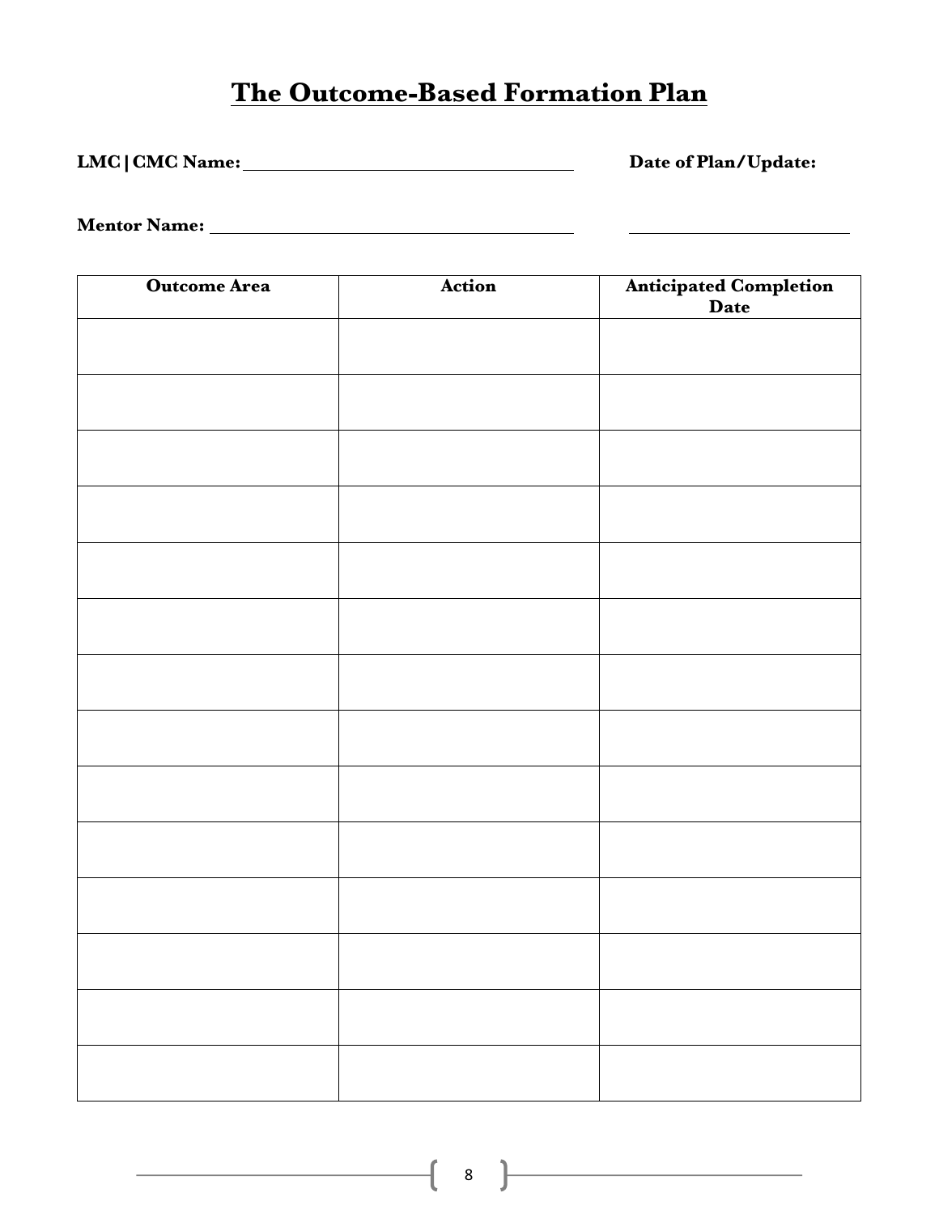# The Outcome-Based Formation Plan

**LMC|CMC Name:** ______________________________ **Date of Plan/Update:**

**Mentor Name:** ______________________________ ____________________

| Outcome Area | Action | Anticipated Completion Date |
|---|---|---|
| | | |
| | | |
| | | |
| | | |
| | | |
| | | |
| | | |
| | | |
| | | |
| | | |
| | | |
| | | |
| | | |
| | | |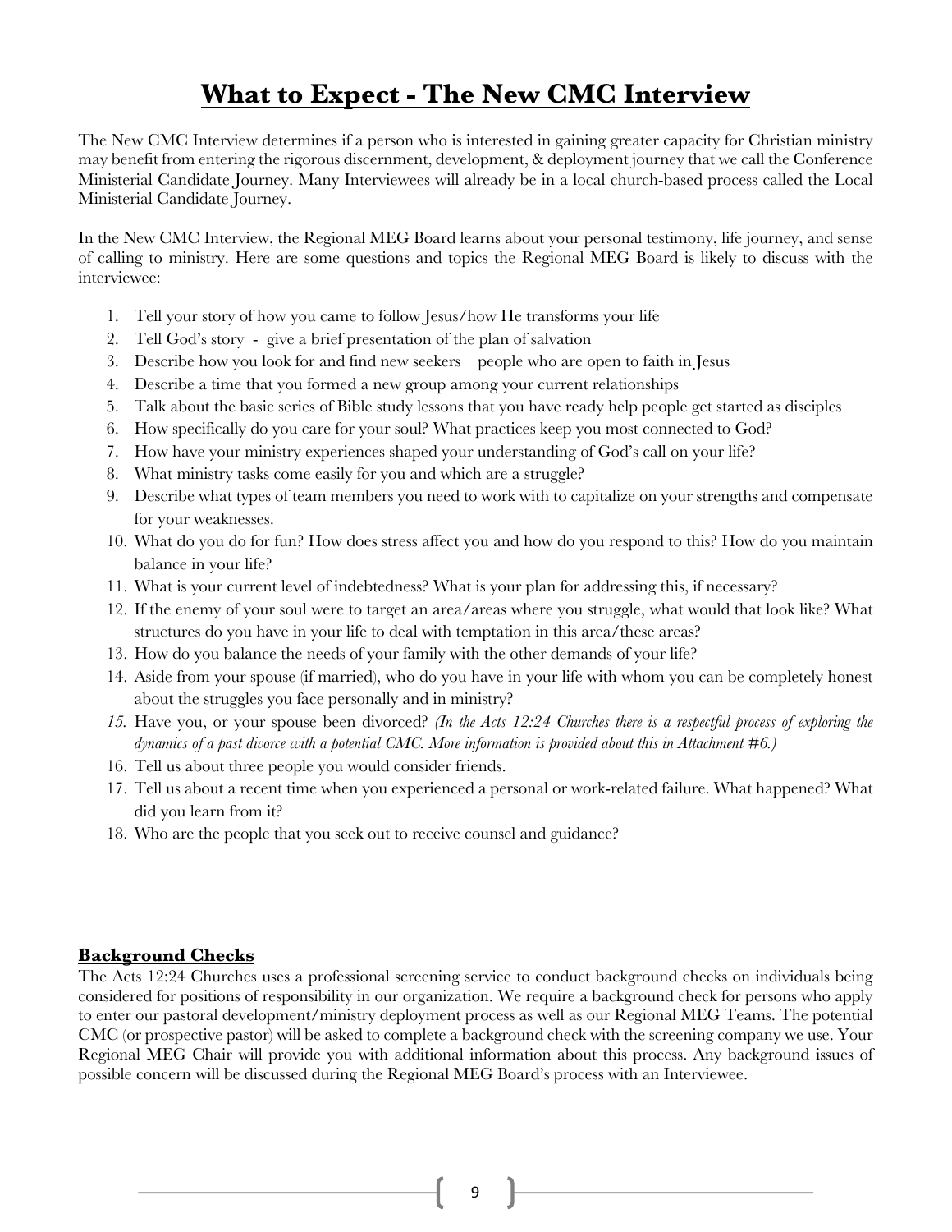# What to Expect - The New CMC Interview

The New CMC Interview determines if a person who is interested in gaining greater capacity for Christian ministry may benefit from entering the rigorous discernment, development, & deployment journey that we call the Conference Ministerial Candidate Journey. Many Interviewees will already be in a local church-based process called the Local Ministerial Candidate Journey.

In the New CMC Interview, the Regional MEG Board learns about your personal testimony, life journey, and sense of calling to ministry. Here are some questions and topics the Regional MEG Board is likely to discuss with the interviewee:

1. Tell your story of how you came to follow Jesus/how He transforms your life
2. Tell God's story - give a brief presentation of the plan of salvation
3. Describe how you look for and find new seekers – people who are open to faith in Jesus
4. Describe a time that you formed a new group among your current relationships
5. Talk about the basic series of Bible study lessons that you have ready help people get started as disciples
6. How specifically do you care for your soul? What practices keep you most connected to God?
7. How have your ministry experiences shaped your understanding of God's call on your life?
8. What ministry tasks come easily for you and which are a struggle?
9. Describe what types of team members you need to work with to capitalize on your strengths and compensate for your weaknesses.
10. What do you do for fun? How does stress affect you and how do you respond to this? How do you maintain balance in your life?
11. What is your current level of indebtedness? What is your plan for addressing this, if necessary?
12. If the enemy of your soul were to target an area/areas where you struggle, what would that look like? What structures do you have in your life to deal with temptation in this area/these areas?
13. How do you balance the needs of your family with the other demands of your life?
14. Aside from your spouse (if married), who do you have in your life with whom you can be completely honest about the struggles you face personally and in ministry?
15. Have you, or your spouse been divorced? *(In the Acts 12:24 Churches there is a respectful process of exploring the dynamics of a past divorce with a potential CMC. More information is provided about this in Attachment #6.)*
16. Tell us about three people you would consider friends.
17. Tell us about a recent time when you experienced a personal or work-related failure. What happened? What did you learn from it?
18. Who are the people that you seek out to receive counsel and guidance?

## Background Checks

The Acts 12:24 Churches uses a professional screening service to conduct background checks on individuals being considered for positions of responsibility in our organization. We require a background check for persons who apply to enter our pastoral development/ministry deployment process as well as our Regional MEG Teams. The potential CMC (or prospective pastor) will be asked to complete a background check with the screening company we use. Your Regional MEG Chair will provide you with additional information about this process. Any background issues of possible concern will be discussed during the Regional MEG Board's process with an Interviewee.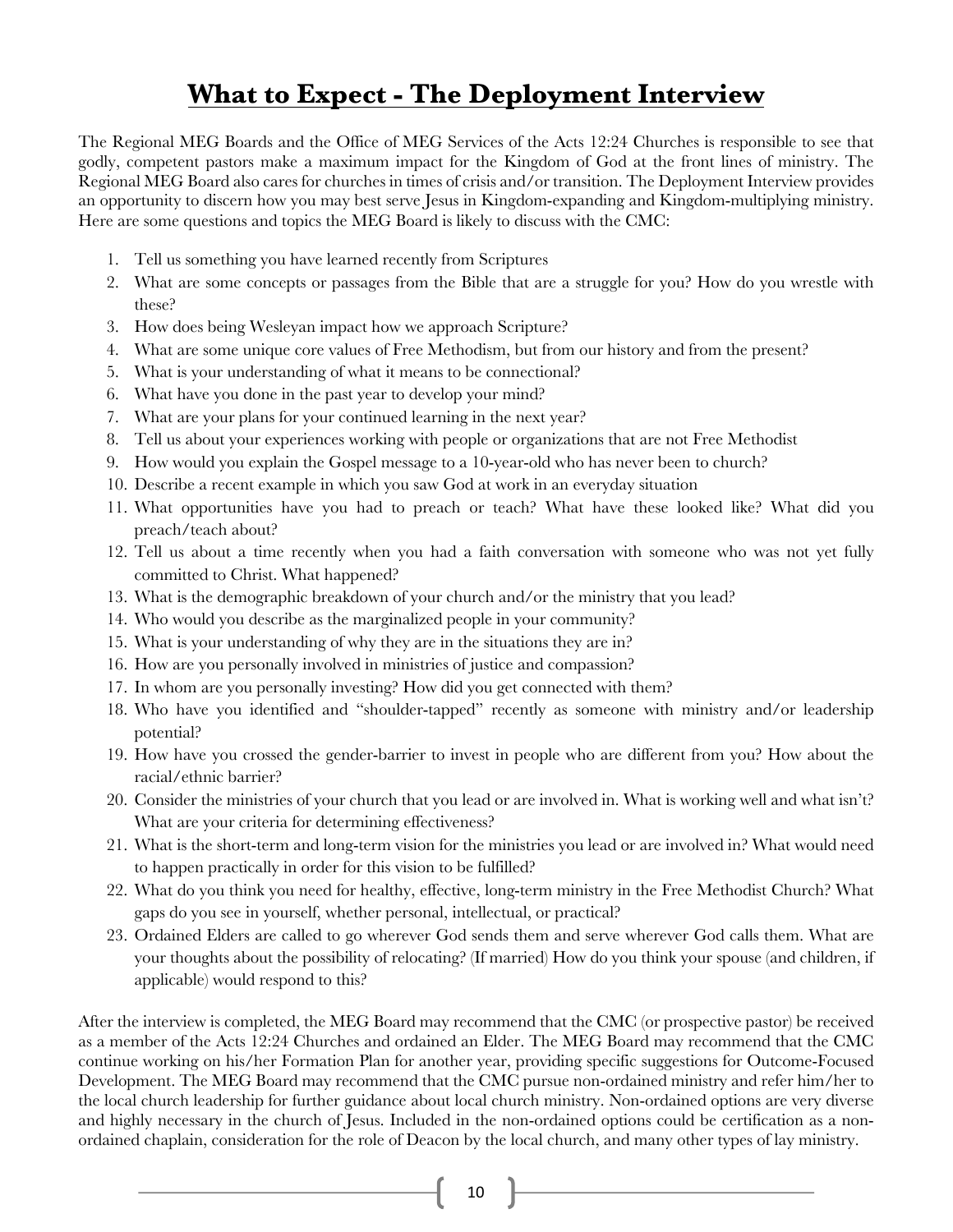# What to Expect - The Deployment Interview

The Regional MEG Boards and the Office of MEG Services of the Acts 12:24 Churches is responsible to see that godly, competent pastors make a maximum impact for the Kingdom of God at the front lines of ministry. The Regional MEG Board also cares for churches in times of crisis and/or transition. The Deployment Interview provides an opportunity to discern how you may best serve Jesus in Kingdom-expanding and Kingdom-multiplying ministry. Here are some questions and topics the MEG Board is likely to discuss with the CMC:

1. Tell us something you have learned recently from Scriptures
2. What are some concepts or passages from the Bible that are a struggle for you? How do you wrestle with these?
3. How does being Wesleyan impact how we approach Scripture?
4. What are some unique core values of Free Methodism, but from our history and from the present?
5. What is your understanding of what it means to be connectional?
6. What have you done in the past year to develop your mind?
7. What are your plans for your continued learning in the next year?
8. Tell us about your experiences working with people or organizations that are not Free Methodist
9. How would you explain the Gospel message to a 10-year-old who has never been to church?
10. Describe a recent example in which you saw God at work in an everyday situation
11. What opportunities have you had to preach or teach? What have these looked like? What did you preach/teach about?
12. Tell us about a time recently when you had a faith conversation with someone who was not yet fully committed to Christ. What happened?
13. What is the demographic breakdown of your church and/or the ministry that you lead?
14. Who would you describe as the marginalized people in your community?
15. What is your understanding of why they are in the situations they are in?
16. How are you personally involved in ministries of justice and compassion?
17. In whom are you personally investing? How did you get connected with them?
18. Who have you identified and "shoulder-tapped" recently as someone with ministry and/or leadership potential?
19. How have you crossed the gender-barrier to invest in people who are different from you? How about the racial/ethnic barrier?
20. Consider the ministries of your church that you lead or are involved in. What is working well and what isn't? What are your criteria for determining effectiveness?
21. What is the short-term and long-term vision for the ministries you lead or are involved in? What would need to happen practically in order for this vision to be fulfilled?
22. What do you think you need for healthy, effective, long-term ministry in the Free Methodist Church? What gaps do you see in yourself, whether personal, intellectual, or practical?
23. Ordained Elders are called to go wherever God sends them and serve wherever God calls them. What are your thoughts about the possibility of relocating? (If married) How do you think your spouse (and children, if applicable) would respond to this?

After the interview is completed, the MEG Board may recommend that the CMC (or prospective pastor) be received as a member of the Acts 12:24 Churches and ordained an Elder. The MEG Board may recommend that the CMC continue working on his/her Formation Plan for another year, providing specific suggestions for Outcome-Focused Development. The MEG Board may recommend that the CMC pursue non-ordained ministry and refer him/her to the local church leadership for further guidance about local church ministry. Non-ordained options are very diverse and highly necessary in the church of Jesus. Included in the non-ordained options could be certification as a non-ordained chaplain, consideration for the role of Deacon by the local church, and many other types of lay ministry.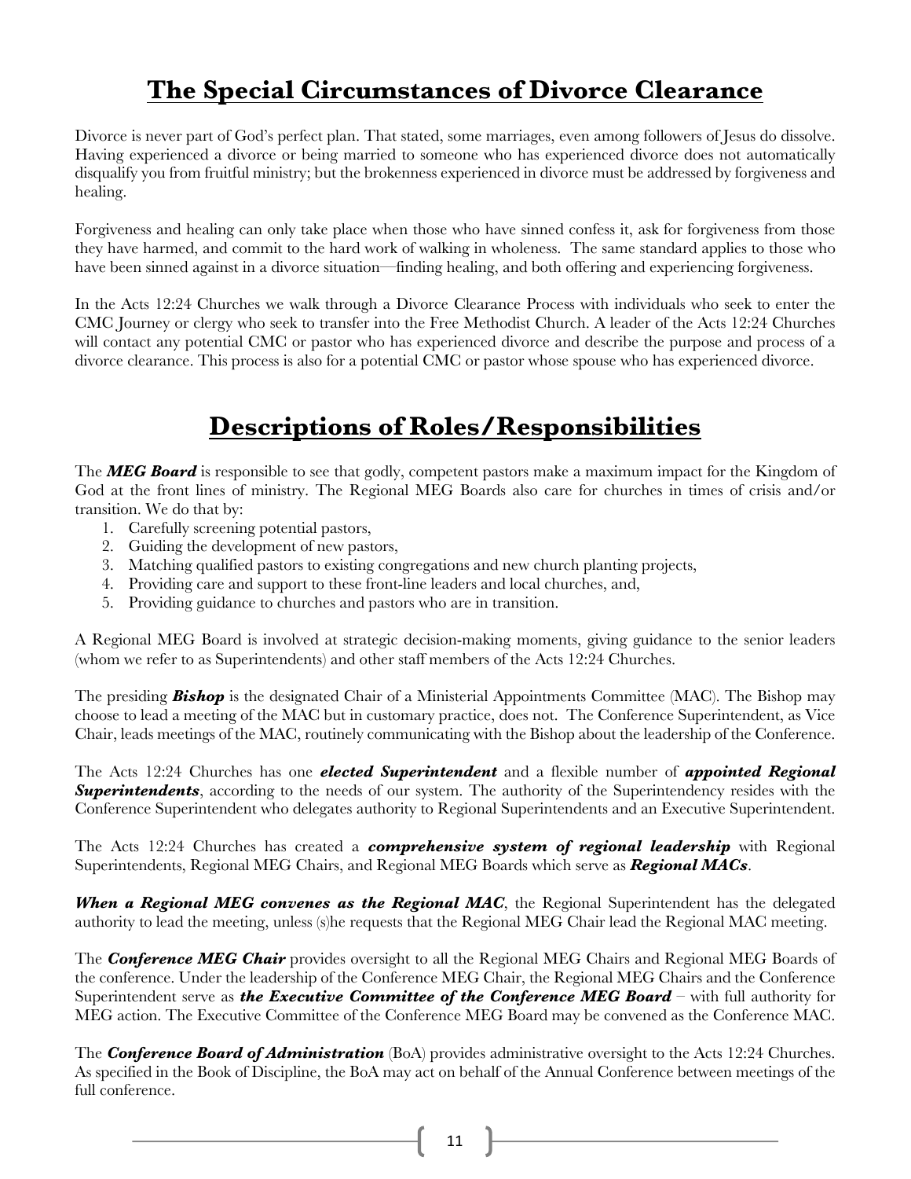# The Special Circumstances of Divorce Clearance

Divorce is never part of God's perfect plan. That stated, some marriages, even among followers of Jesus do dissolve. Having experienced a divorce or being married to someone who has experienced divorce does not automatically disqualify you from fruitful ministry; but the brokenness experienced in divorce must be addressed by forgiveness and healing.

Forgiveness and healing can only take place when those who have sinned confess it, ask for forgiveness from those they have harmed, and commit to the hard work of walking in wholeness. The same standard applies to those who have been sinned against in a divorce situation—finding healing, and both offering and experiencing forgiveness.

In the Acts 12:24 Churches we walk through a Divorce Clearance Process with individuals who seek to enter the CMC Journey or clergy who seek to transfer into the Free Methodist Church. A leader of the Acts 12:24 Churches will contact any potential CMC or pastor who has experienced divorce and describe the purpose and process of a divorce clearance. This process is also for a potential CMC or pastor whose spouse who has experienced divorce.

# Descriptions of Roles/Responsibilities

The ***MEG Board*** is responsible to see that godly, competent pastors make a maximum impact for the Kingdom of God at the front lines of ministry. The Regional MEG Boards also care for churches in times of crisis and/or transition. We do that by:

1. Carefully screening potential pastors,
2. Guiding the development of new pastors,
3. Matching qualified pastors to existing congregations and new church planting projects,
4. Providing care and support to these front-line leaders and local churches, and,
5. Providing guidance to churches and pastors who are in transition.

A Regional MEG Board is involved at strategic decision-making moments, giving guidance to the senior leaders (whom we refer to as Superintendents) and other staff members of the Acts 12:24 Churches.

The presiding ***Bishop*** is the designated Chair of a Ministerial Appointments Committee (MAC). The Bishop may choose to lead a meeting of the MAC but in customary practice, does not. The Conference Superintendent, as Vice Chair, leads meetings of the MAC, routinely communicating with the Bishop about the leadership of the Conference.

The Acts 12:24 Churches has one ***elected Superintendent*** and a flexible number of ***appointed Regional Superintendents***, according to the needs of our system. The authority of the Superintendency resides with the Conference Superintendent who delegates authority to Regional Superintendents and an Executive Superintendent.

The Acts 12:24 Churches has created a ***comprehensive system of regional leadership*** with Regional Superintendents, Regional MEG Chairs, and Regional MEG Boards which serve as ***Regional MACs***.

***When a Regional MEG convenes as the Regional MAC***, the Regional Superintendent has the delegated authority to lead the meeting, unless (s)he requests that the Regional MEG Chair lead the Regional MAC meeting.

The ***Conference MEG Chair*** provides oversight to all the Regional MEG Chairs and Regional MEG Boards of the conference. Under the leadership of the Conference MEG Chair, the Regional MEG Chairs and the Conference Superintendent serve as ***the Executive Committee of the Conference MEG Board*** – with full authority for MEG action. The Executive Committee of the Conference MEG Board may be convened as the Conference MAC.

The ***Conference Board of Administration*** (BoA) provides administrative oversight to the Acts 12:24 Churches. As specified in the Book of Discipline, the BoA may act on behalf of the Annual Conference between meetings of the full conference.